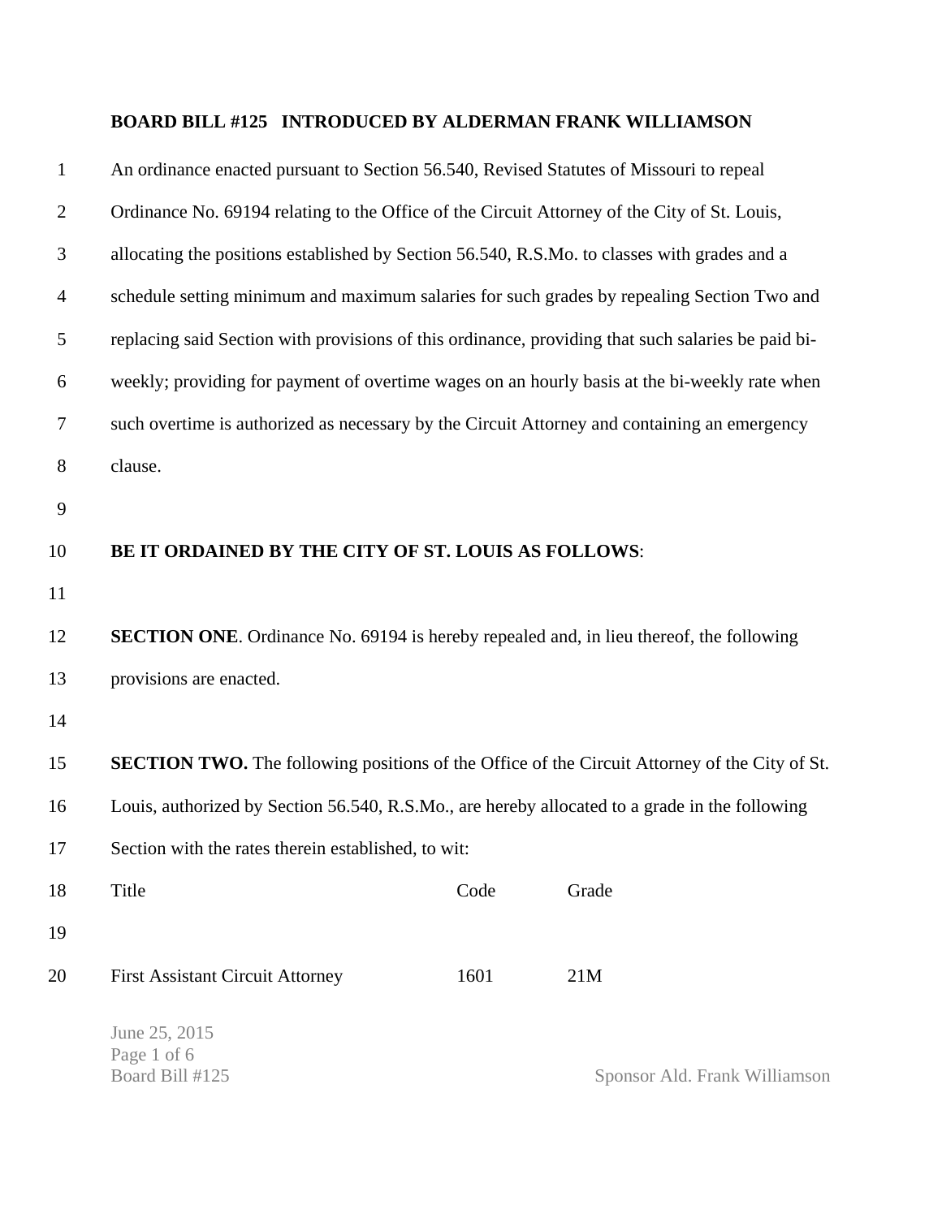**BOARD BILL #125 INTRODUCED BY ALDERMAN FRANK WILLIAMSON**

An ordinance enacted pursuant to Section 56.540, Revised Statutes of Missouri to repeal Ordinance No. 69194 relating to the Office of the Circuit Attorney of the City of St. Louis, allocating the positions established by Section 56.540, R.S.Mo. to classes with grades and a schedule setting minimum and maximum salaries for such grades by repealing Section Two and replacing said Section with provisions of this ordinance, providing that such salaries be paid bi-weekly; providing for payment of overtime wages on an hourly basis at the bi-weekly rate when such overtime is authorized as necessary by the Circuit Attorney and containing an emergency clause.

**BE IT ORDAINED BY THE CITY OF ST. LOUIS AS FOLLOWS**:

**SECTION ONE**. Ordinance No. 69194 is hereby repealed and, in lieu thereof, the following provisions are enacted.

**SECTION TWO.** The following positions of the Office of the Circuit Attorney of the City of St. Louis, authorized by Section 56.540, R.S.Mo., are hereby allocated to a grade in the following Section with the rates therein established, to wit:

| Title | Code | Grade |
|---|---|---|
| First Assistant Circuit Attorney | 1601 | 21M |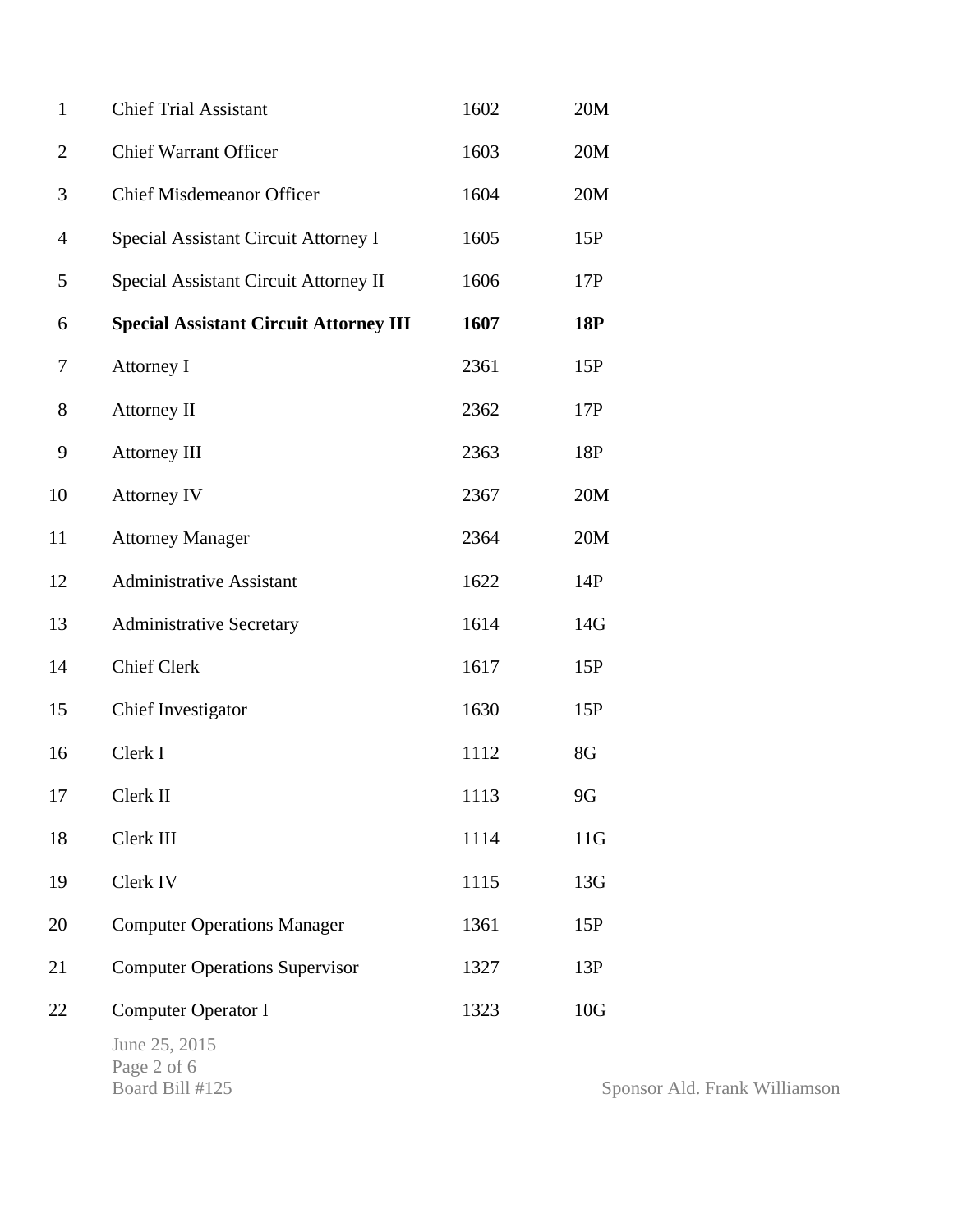| | | | |
|---|---|---|---|
| 1 | Chief Trial Assistant | 1602 | 20M |
| 2 | Chief Warrant Officer | 1603 | 20M |
| 3 | Chief Misdemeanor Officer | 1604 | 20M |
| 4 | Special Assistant Circuit Attorney I | 1605 | 15P |
| 5 | Special Assistant Circuit Attorney II | 1606 | 17P |
| 6 | **Special Assistant Circuit Attorney III** | **1607** | **18P** |
| 7 | Attorney I | 2361 | 15P |
| 8 | Attorney II | 2362 | 17P |
| 9 | Attorney III | 2363 | 18P |
| 10 | Attorney IV | 2367 | 20M |
| 11 | Attorney Manager | 2364 | 20M |
| 12 | Administrative Assistant | 1622 | 14P |
| 13 | Administrative Secretary | 1614 | 14G |
| 14 | Chief Clerk | 1617 | 15P |
| 15 | Chief Investigator | 1630 | 15P |
| 16 | Clerk I | 1112 | 8G |
| 17 | Clerk II | 1113 | 9G |
| 18 | Clerk III | 1114 | 11G |
| 19 | Clerk IV | 1115 | 13G |
| 20 | Computer Operations Manager | 1361 | 15P |
| 21 | Computer Operations Supervisor | 1327 | 13P |
| 22 | Computer Operator I | 1323 | 10G |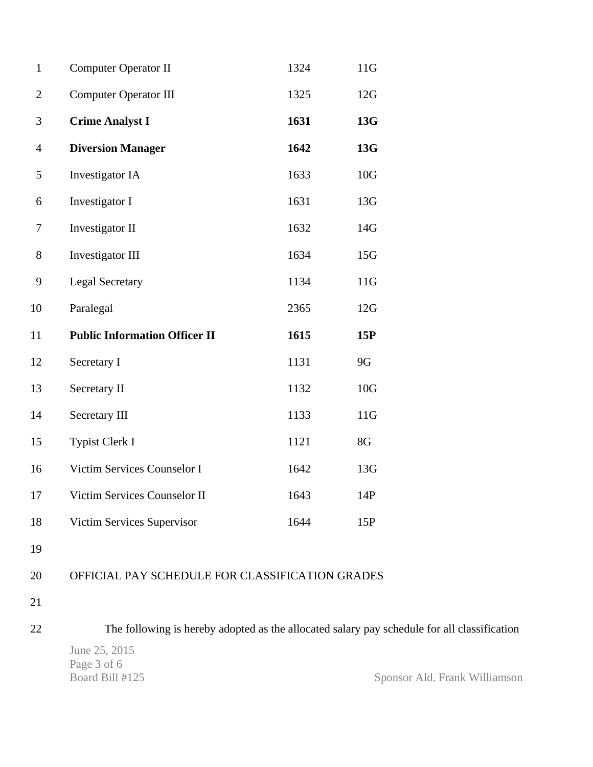| | | |
|---|---|---|
| Computer Operator II | 1324 | 11G |
| Computer Operator III | 1325 | 12G |
| **Crime Analyst I** | **1631** | **13G** |
| **Diversion Manager** | **1642** | **13G** |
| Investigator IA | 1633 | 10G |
| Investigator I | 1631 | 13G |
| Investigator II | 1632 | 14G |
| Investigator III | 1634 | 15G |
| Legal Secretary | 1134 | 11G |
| Paralegal | 2365 | 12G |
| **Public Information Officer II** | **1615** | **15P** |
| Secretary I | 1131 | 9G |
| Secretary II | 1132 | 10G |
| Secretary III | 1133 | 11G |
| Typist Clerk I | 1121 | 8G |
| Victim Services Counselor I | 1642 | 13G |
| Victim Services Counselor II | 1643 | 14P |
| Victim Services Supervisor | 1644 | 15P |

OFFICIAL PAY SCHEDULE FOR CLASSIFICATION GRADES

The following is hereby adopted as the allocated salary pay schedule for all classification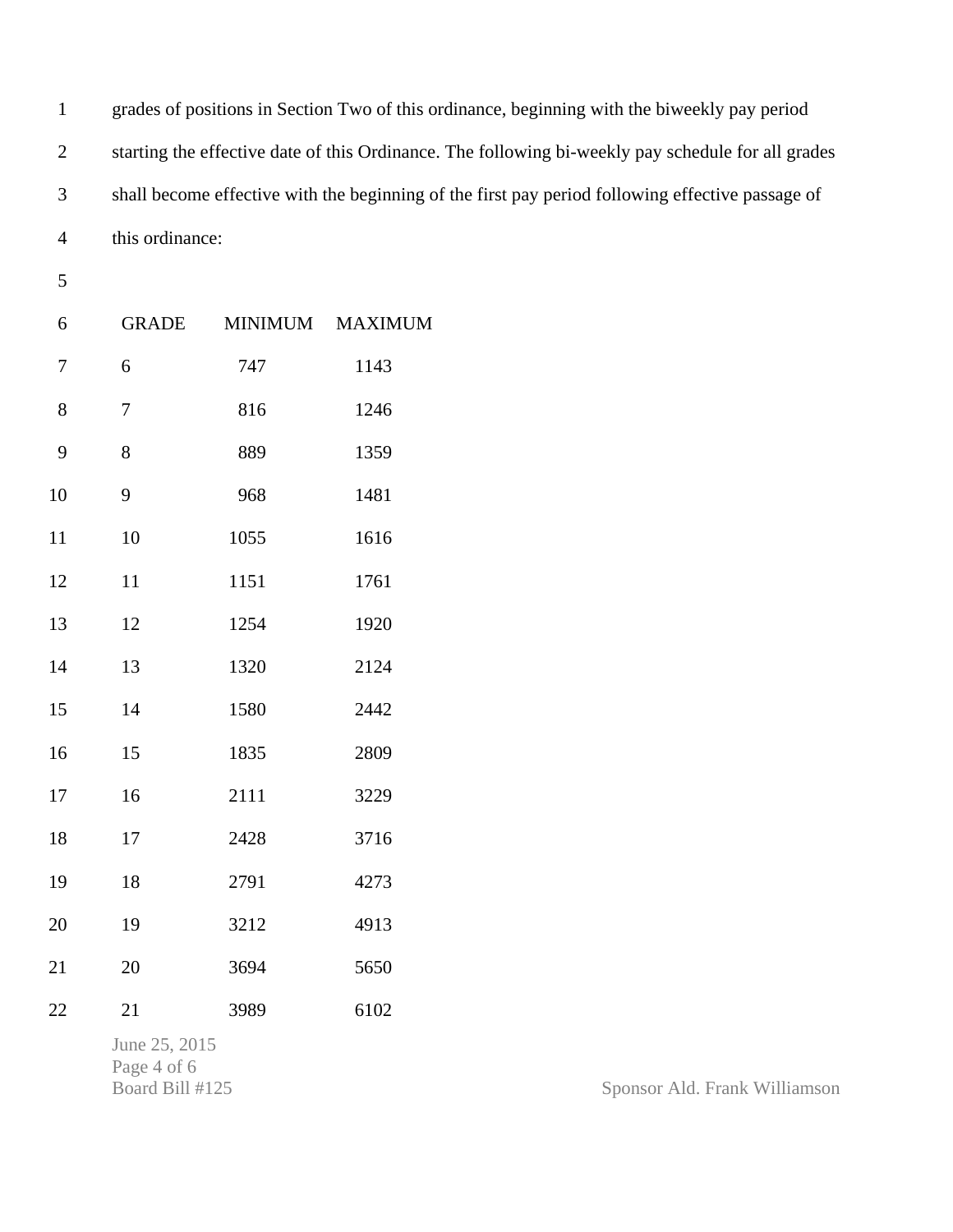grades of positions in Section Two of this ordinance, beginning with the biweekly pay period starting the effective date of this Ordinance. The following bi-weekly pay schedule for all grades shall become effective with the beginning of the first pay period following effective passage of this ordinance:

| GRADE | MINIMUM | MAXIMUM |
|---|---|---|
| 6 | 747 | 1143 |
| 7 | 816 | 1246 |
| 8 | 889 | 1359 |
| 9 | 968 | 1481 |
| 10 | 1055 | 1616 |
| 11 | 1151 | 1761 |
| 12 | 1254 | 1920 |
| 13 | 1320 | 2124 |
| 14 | 1580 | 2442 |
| 15 | 1835 | 2809 |
| 16 | 2111 | 3229 |
| 17 | 2428 | 3716 |
| 18 | 2791 | 4273 |
| 19 | 3212 | 4913 |
| 20 | 3694 | 5650 |
| 21 | 3989 | 6102 |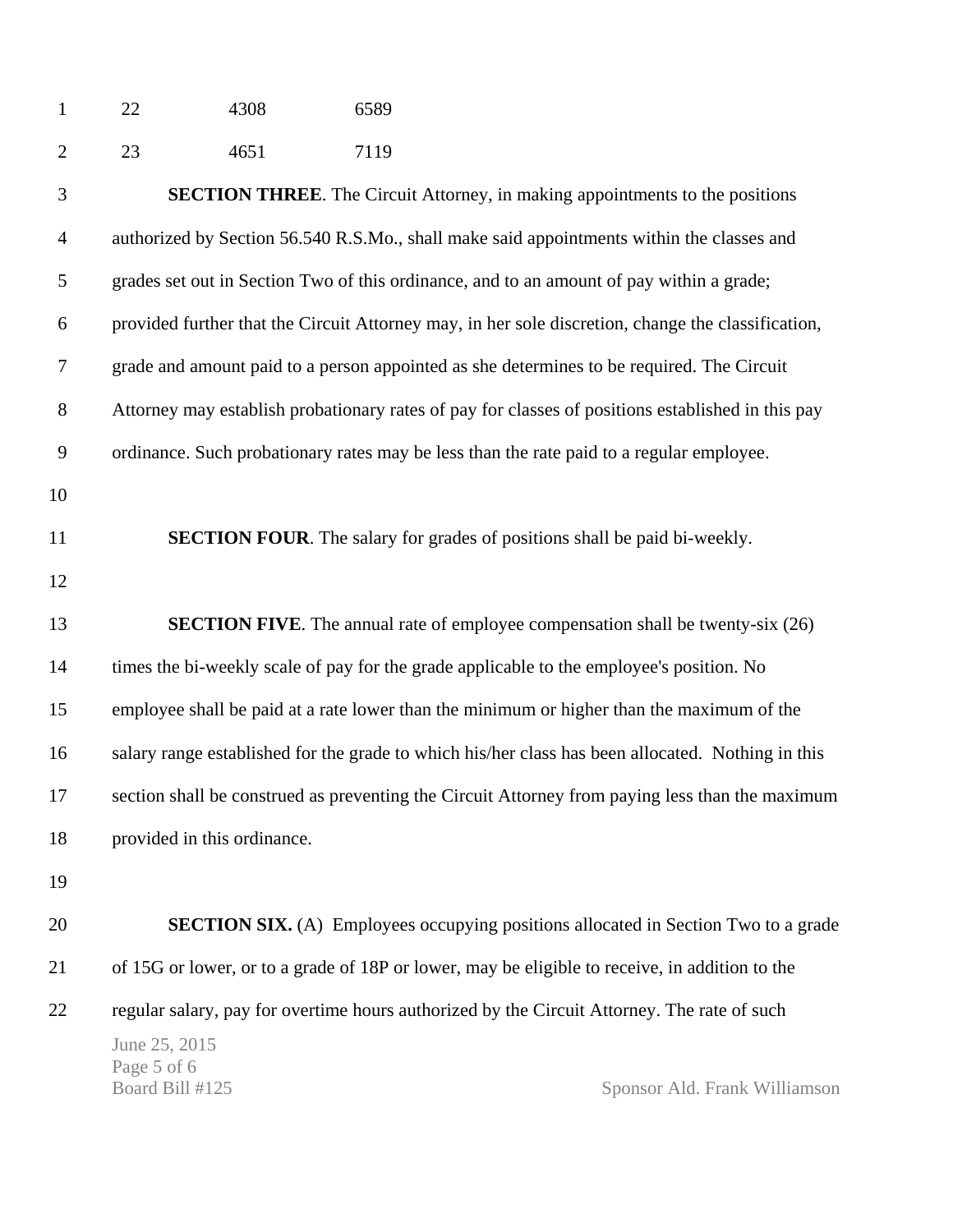| | | |
|---|---|---|
| 22 | 4308 | 6589 |
| 23 | 4651 | 7119 |

**SECTION THREE**. The Circuit Attorney, in making appointments to the positions authorized by Section 56.540 R.S.Mo., shall make said appointments within the classes and grades set out in Section Two of this ordinance, and to an amount of pay within a grade; provided further that the Circuit Attorney may, in her sole discretion, change the classification, grade and amount paid to a person appointed as she determines to be required. The Circuit Attorney may establish probationary rates of pay for classes of positions established in this pay ordinance. Such probationary rates may be less than the rate paid to a regular employee.

**SECTION FOUR**. The salary for grades of positions shall be paid bi-weekly.

**SECTION FIVE**. The annual rate of employee compensation shall be twenty-six (26) times the bi-weekly scale of pay for the grade applicable to the employee's position. No employee shall be paid at a rate lower than the minimum or higher than the maximum of the salary range established for the grade to which his/her class has been allocated. Nothing in this section shall be construed as preventing the Circuit Attorney from paying less than the maximum provided in this ordinance.

**SECTION SIX.** (A) Employees occupying positions allocated in Section Two to a grade of 15G or lower, or to a grade of 18P or lower, may be eligible to receive, in addition to the regular salary, pay for overtime hours authorized by the Circuit Attorney. The rate of such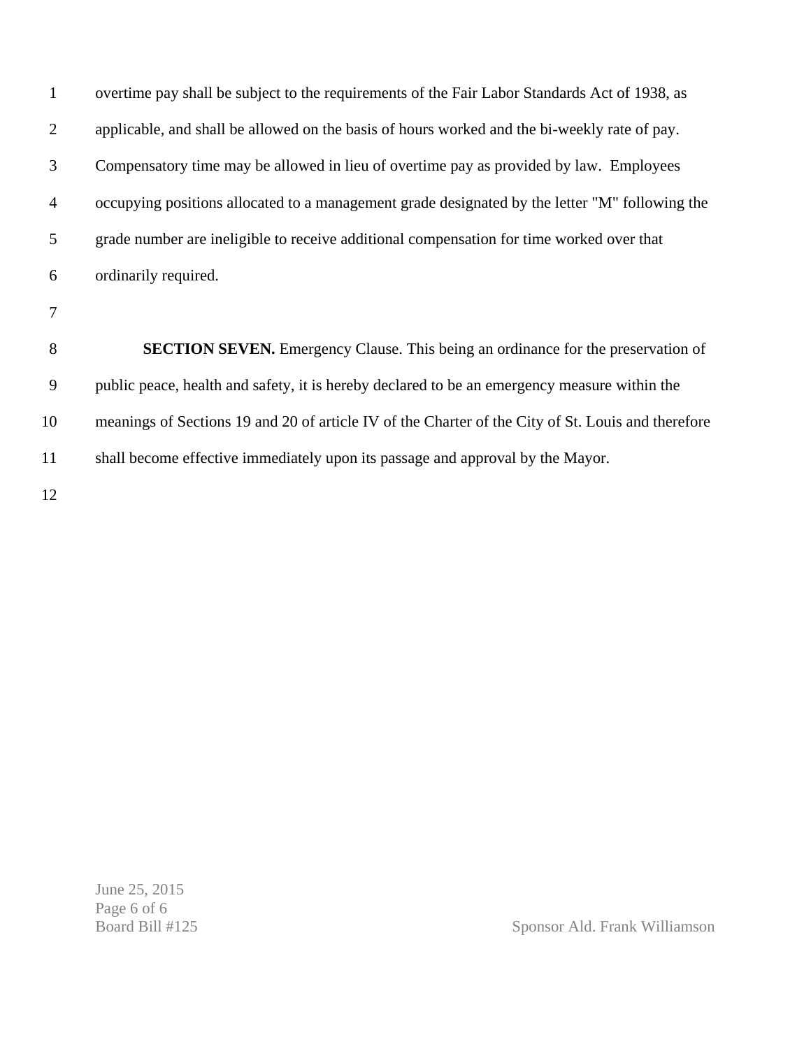overtime pay shall be subject to the requirements of the Fair Labor Standards Act of 1938, as applicable, and shall be allowed on the basis of hours worked and the bi-weekly rate of pay. Compensatory time may be allowed in lieu of overtime pay as provided by law. Employees occupying positions allocated to a management grade designated by the letter "M" following the grade number are ineligible to receive additional compensation for time worked over that ordinarily required.

**SECTION SEVEN.** Emergency Clause. This being an ordinance for the preservation of public peace, health and safety, it is hereby declared to be an emergency measure within the meanings of Sections 19 and 20 of article IV of the Charter of the City of St. Louis and therefore shall become effective immediately upon its passage and approval by the Mayor.